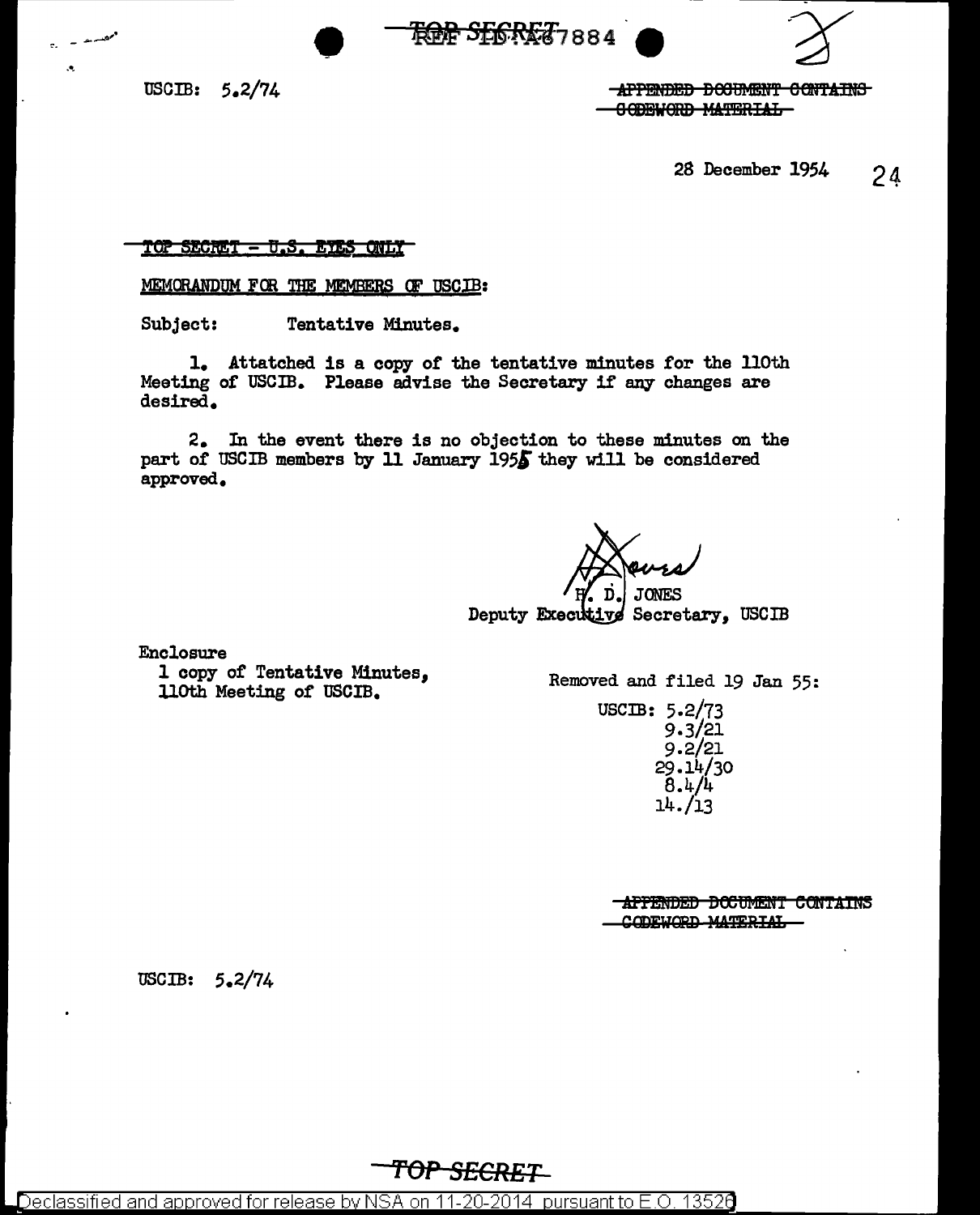TOP SECRET REF ID:A67884

USCIB: 5.2/74

~~APPENDED DOCUMENT CONTAINS CODEWORD MATERIAL~~

28 December 1954 24

~~TOP SECRET - U.S. EYES ONLY~~

MEMORANDUM FOR THE MEMBERS OF USCIB:

Subject: Tentative Minutes.

1. Attatched is a copy of the tentative minutes for the 110th Meeting of USCIB. Please advise the Secretary if any changes are desired.

2. In the event there is no objection to these minutes on the part of USCIB members by 11 January 1955 they will be considered approved.

H. D. JONES
Deputy Executive Secretary, USCIB

Enclosure
1 copy of Tentative Minutes, 110th Meeting of USCIB.

Removed and filed 19 Jan 55:

USCIB: 5.2/73
9.3/21
9.2/21
29.14/30
8.4/4
14./13

~~APPENDED DOCUMENT CONTAINS CODEWORD MATERIAL~~

USCIB: 5.2/74

~~TOP SECRET~~

Declassified and approved for release by NSA on 11-20-2014 pursuant to E.O. 13526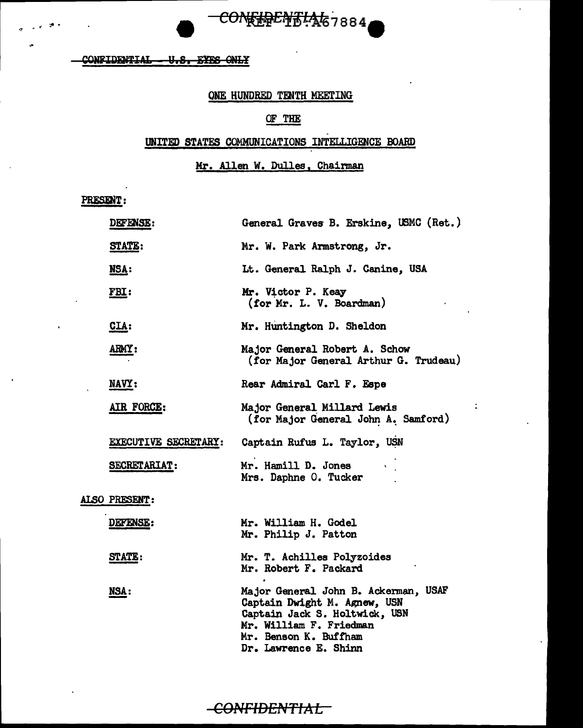CONFIDENTIAL - U.S. EYES ONLY

ONE HUNDRED TENTH MEETING

OF THE

UNITED STATES COMMUNICATIONS INTELLIGENCE BOARD

Mr. Allen W. Dulles, Chairman

PRESENT:

| | |
|---|---|
| DEFENSE: | General Graves B. Erskine, USMC (Ret.) |
| STATE: | Mr. W. Park Armstrong, Jr. |
| NSA: | Lt. General Ralph J. Canine, USA |
| FBI: | Mr. Victor P. Keay (for Mr. L. V. Boardman) |
| CIA: | Mr. Huntington D. Sheldon |
| ARMY: | Major General Robert A. Schow (for Major General Arthur G. Trudeau) |
| NAVY: | Rear Admiral Carl F. Espe |
| AIR FORCE: | Major General Millard Lewis (for Major General John A. Samford) |
| EXECUTIVE SECRETARY: | Captain Rufus L. Taylor, USN |
| SECRETARIAT: | Mr. Hamill D. Jones<br>Mrs. Daphne O. Tucker |

ALSO PRESENT:

| | |
|---|---|
| DEFENSE: | Mr. William H. Godel<br>Mr. Philip J. Patton |
| STATE: | Mr. T. Achilles Polyzoides<br>Mr. Robert F. Packard |
| NSA: | Major General John B. Ackerman, USAF<br>Captain Dwight M. Agnew, USN<br>Captain Jack S. Holtwick, USN<br>Mr. William F. Friedman<br>Mr. Benson K. Buffham<br>Dr. Lawrence E. Shinn |

CONFIDENTIAL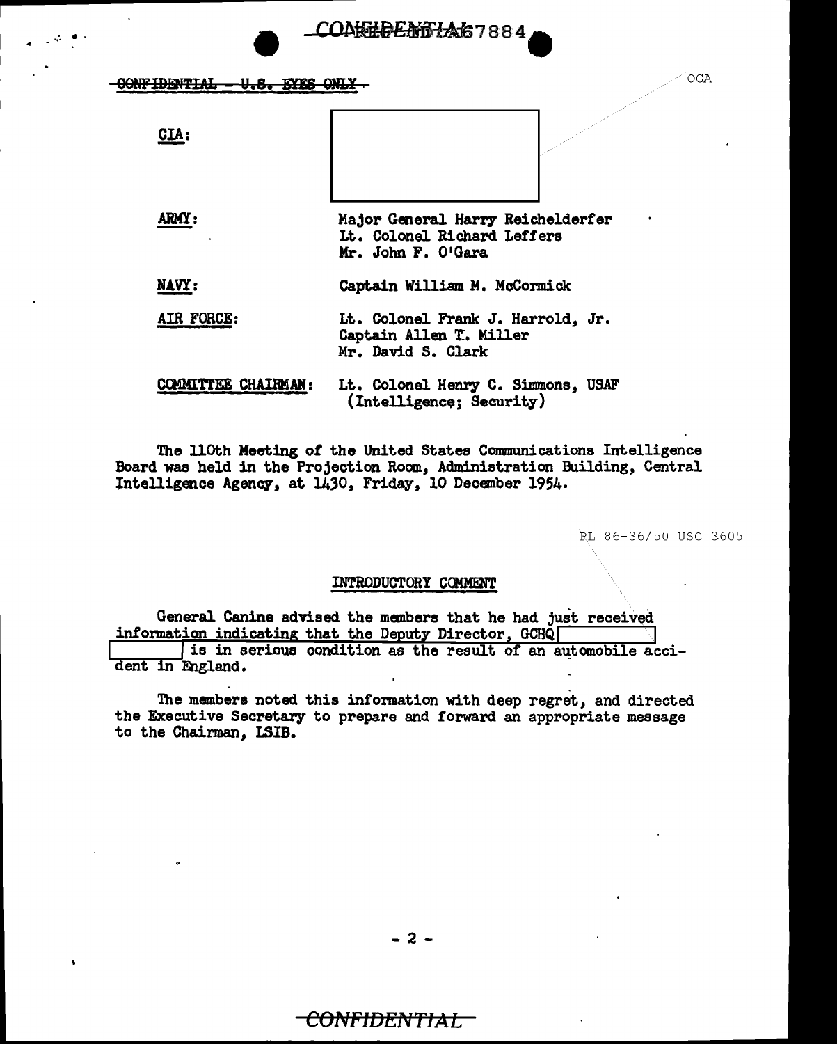CONFIDENTIAL - U.S. EYES ONLY

OGA

| | |
|---|---|
| **CIA:** | |
| **ARMY:** | Major General Harry Reichelderfer<br>Lt. Colonel Richard Leffers<br>Mr. John F. O'Gara |
| **NAVY:** | Captain William M. McCormick |
| **AIR FORCE:** | Lt. Colonel Frank J. Harrold, Jr.<br>Captain Allen T. Miller<br>Mr. David S. Clark |
| **COMMITTEE CHAIRMAN:** | Lt. Colonel Henry C. Simmons, USAF<br>(Intelligence; Security) |

The 110th Meeting of the United States Communications Intelligence Board was held in the Projection Room, Administration Building, Central Intelligence Agency, at 1430, Friday, 10 December 1954.

PL 86-36/50 USC 3605

## INTRODUCTORY COMMENT

General Canine advised the members that he had just received information indicating that the Deputy Director, GCHQ [ ] is in serious condition as the result of an automobile accident in England.

The members noted this information with deep regret, and directed the Executive Secretary to prepare and forward an appropriate message to the Chairman, LSIB.

CONFIDENTIAL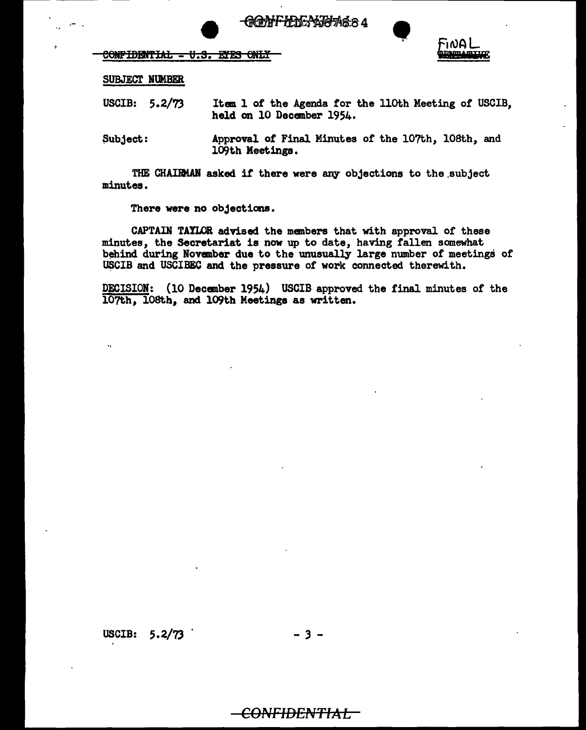CONFIDENTIAL - U.S. EYES ONLY

FINAL

SUBJECT NUMBER

USCIB: 5.2/73 Item 1 of the Agenda for the 110th Meeting of USCIB, held on 10 December 1954.

Subject: Approval of Final Minutes of the 107th, 108th, and 109th Meetings.

THE CHAIRMAN asked if there were any objections to the subject minutes.

There were no objections.

CAPTAIN TAYLOR advised the members that with approval of these minutes, the Secretariat is now up to date, having fallen somewhat behind during November due to the unusually large number of meetings of USCIB and USCIBEC and the pressure of work connected therewith.

DECISION: (10 December 1954) USCIB approved the final minutes of the 107th, 108th, and 109th Meetings as written.

USCIB: 5.2/73

CONFIDENTIAL